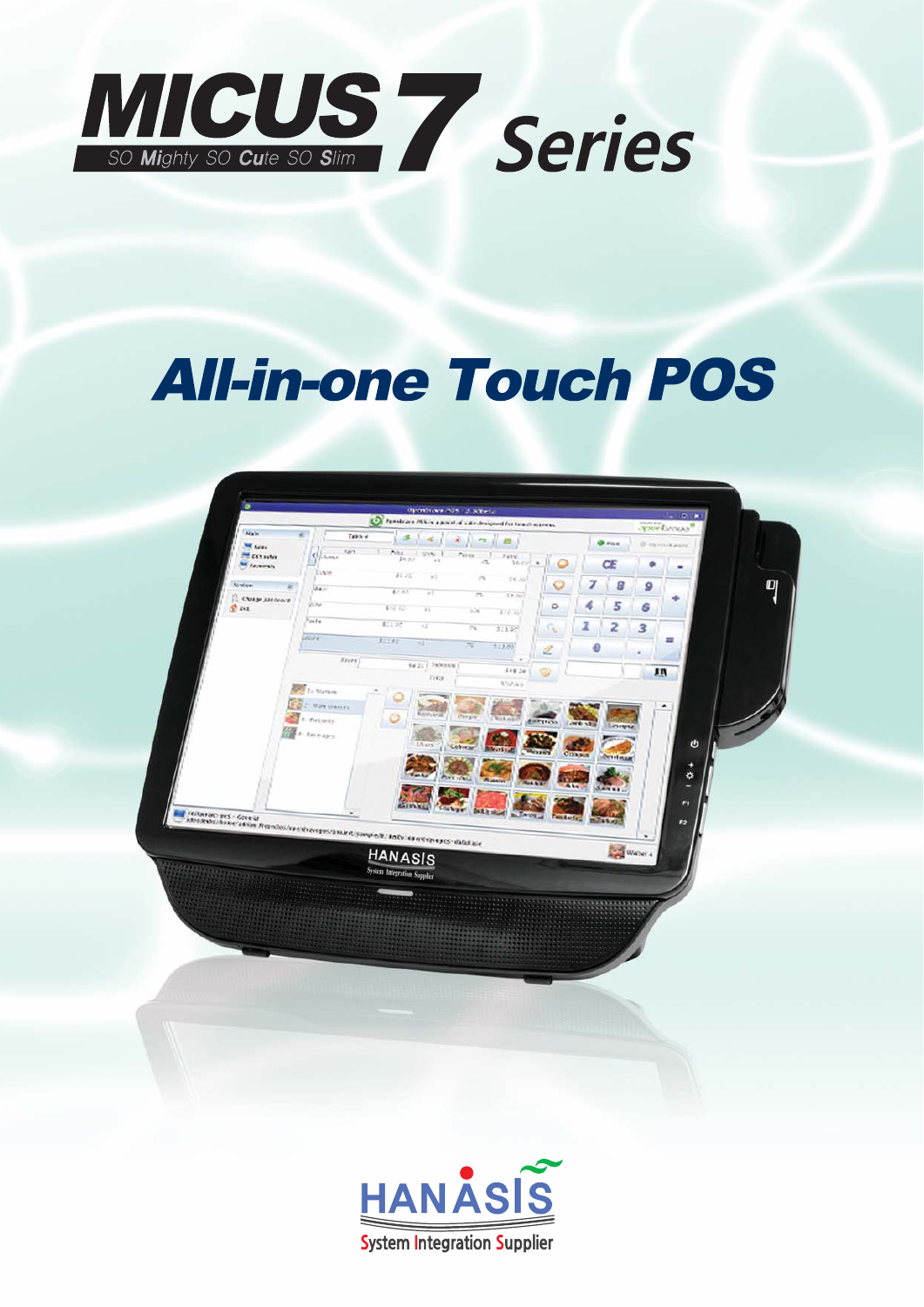# MICUS 7 Series

SO Mighty SO Cute SO Slim

## All-in-one Touch POS

HANASIS

System Integration Supplier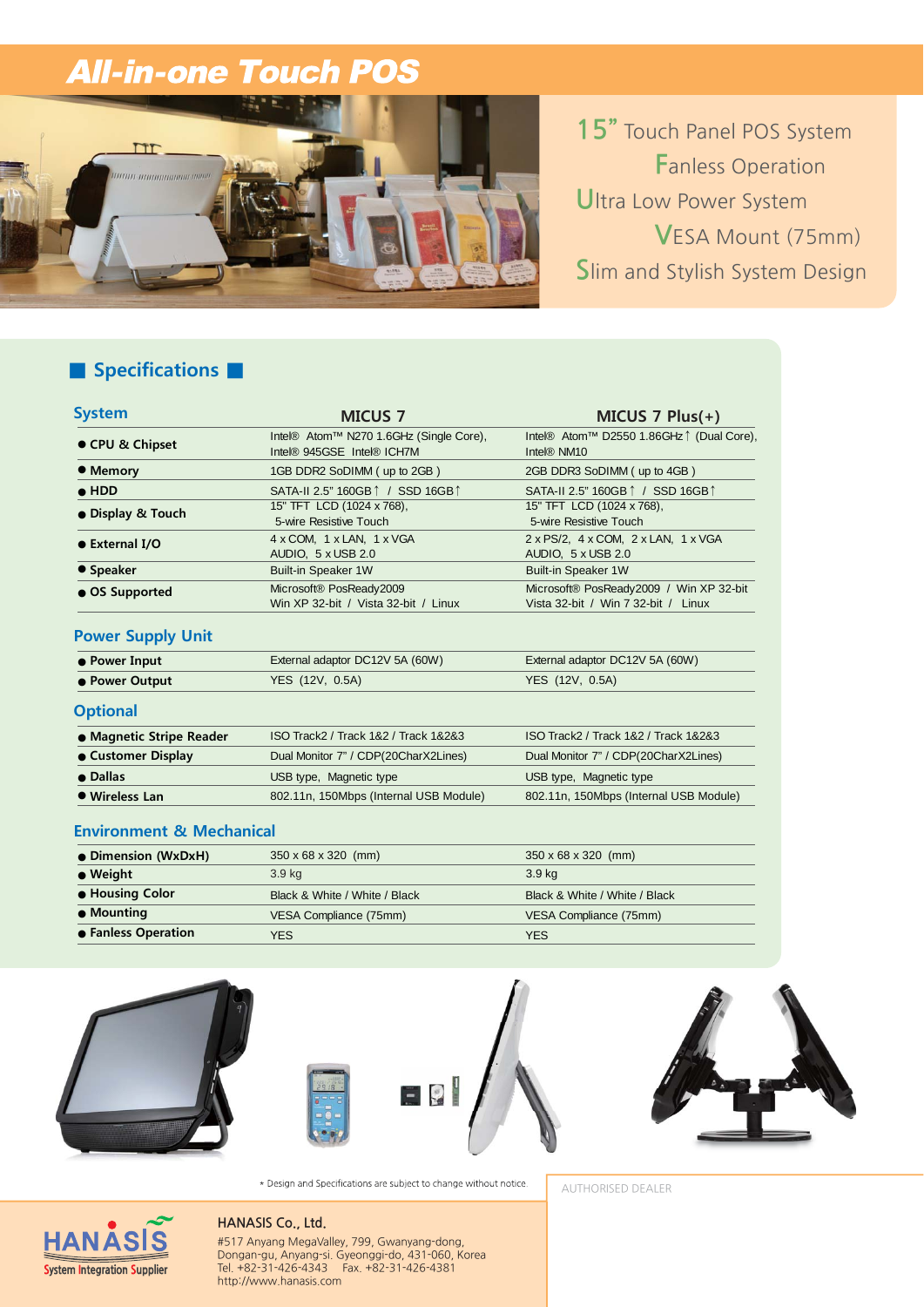# All-in-one Touch POS

15" Touch Panel POS System
Fanless Operation
Ultra Low Power System
VESA Mount (75mm)
Slim and Stylish System Design

## Specifications

| System | MICUS 7 | MICUS 7 Plus(+) |
|---|---|---|
| ● CPU & Chipset | Intel® Atom™ N270 1.6GHz (Single Core), Intel® 945GSE Intel® ICH7M | Intel® Atom™ D2550 1.86GHz↑ (Dual Core), Intel® NM10 |
| ● Memory | 1GB DDR2 SoDIMM ( up to 2GB ) | 2GB DDR3 SoDIMM ( up to 4GB ) |
| ● HDD | SATA-II 2.5" 160GB↑ / SSD 16GB↑ | SATA-II 2.5" 160GB↑ / SSD 16GB↑ |
| ● Display & Touch | 15" TFT LCD (1024 x 768), 5-wire Resistive Touch | 15" TFT LCD (1024 x 768), 5-wire Resistive Touch |
| ● External I/O | 4 x COM, 1 x LAN, 1 x VGA AUDIO, 5 x USB 2.0 | 2 x PS/2, 4 x COM, 2 x LAN, 1 x VGA AUDIO, 5 x USB 2.0 |
| ● Speaker | Built-in Speaker 1W | Built-in Speaker 1W |
| ● OS Supported | Microsoft® PosReady2009 Win XP 32-bit / Vista 32-bit / Linux | Microsoft® PosReady2009 / Win XP 32-bit Vista 32-bit / Win 7 32-bit / Linux |

### Power Supply Unit

| | | |
|---|---|---|
| ● Power Input | External adaptor DC12V 5A (60W) | External adaptor DC12V 5A (60W) |
| ● Power Output | YES (12V, 0.5A) | YES (12V, 0.5A) |

### Optional

| | | |
|---|---|---|
| ● Magnetic Stripe Reader | ISO Track2 / Track 1&2 / Track 1&2&3 | ISO Track2 / Track 1&2 / Track 1&2&3 |
| ● Customer Display | Dual Monitor 7" / CDP(20CharX2Lines) | Dual Monitor 7" / CDP(20CharX2Lines) |
| ● Dallas | USB type, Magnetic type | USB type, Magnetic type |
| ● Wireless Lan | 802.11n, 150Mbps (Internal USB Module) | 802.11n, 150Mbps (Internal USB Module) |

### Environment & Mechanical

| | | |
|---|---|---|
| ● Dimension (WxDxH) | 350 x 68 x 320 (mm) | 350 x 68 x 320 (mm) |
| ● Weight | 3.9 kg | 3.9 kg |
| ● Housing Color | Black & White / White / Black | Black & White / White / Black |
| ● Mounting | VESA Compliance (75mm) | VESA Compliance (75mm) |
| ● Fanless Operation | YES | YES |

* Design and Specifications are subject to change without notice.

AUTHORISED DEALER

HANASIS
System Integration Supplier

**HANASIS Co., Ltd.**
#517 Anyang MegaValley, 799, Gwanyang-dong,
Dongan-gu, Anyang-si, Gyeonggi-do, 431-060, Korea
Tel. +82-31-426-4343 Fax. +82-31-426-4381
http://www.hanasis.com